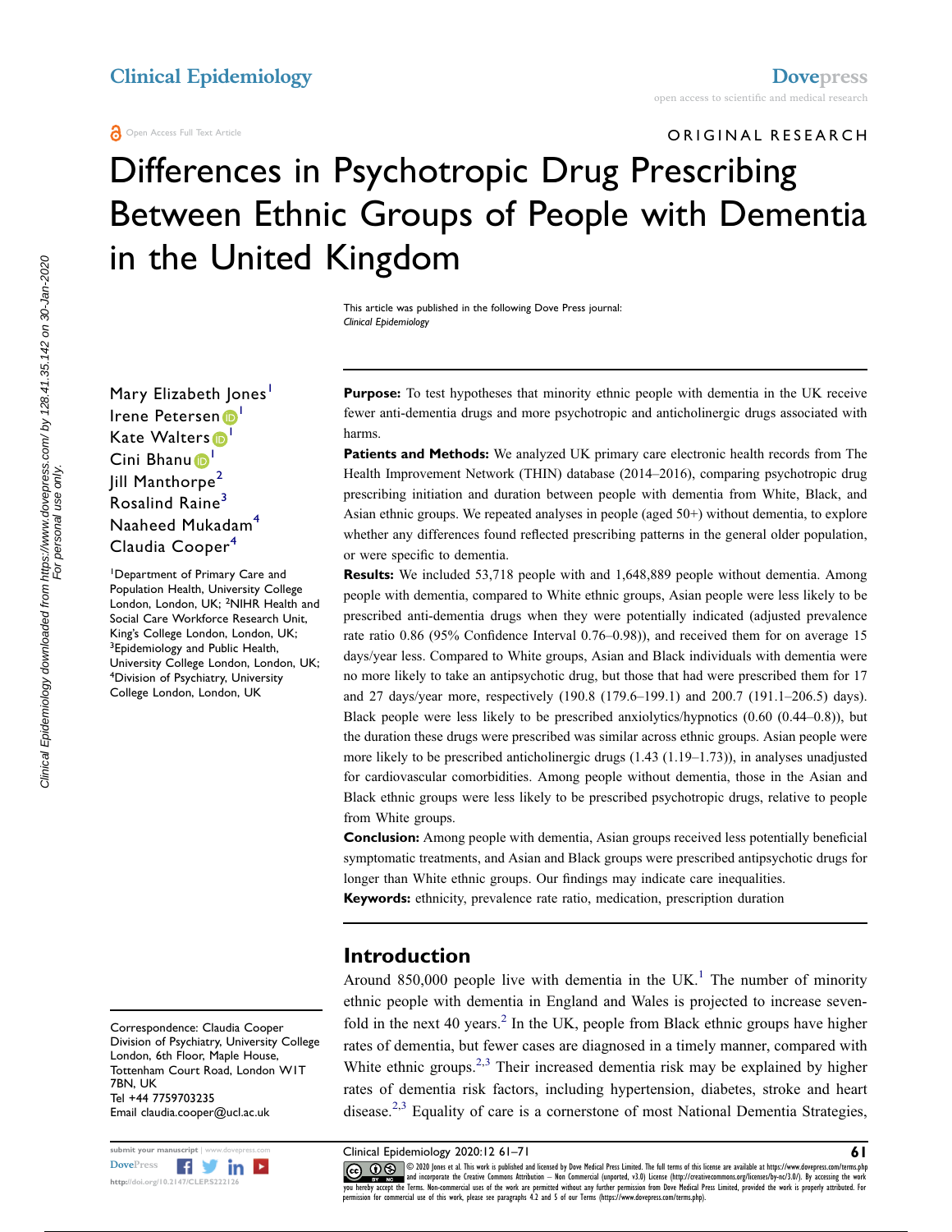ORIGINAL RESEARCH

# Differences in Psychotropic Drug Prescribing Between Ethnic Groups of People with Dementia in the United Kingdom

This article was published in the following Dove Press journal:
*Clinical Epidemiology*

Mary Elizabeth Jones[1]
Irene Petersen[1]
Kate Walters[1]
Cini Bhanu[1]
Jill Manthorpe[2]
Rosalind Raine[3]
Naaheed Mukadam[4]
Claudia Cooper[4]

[1]Department of Primary Care and Population Health, University College London, London, UK; [2]NIHR Health and Social Care Workforce Research Unit, King's College London, London, UK; [3]Epidemiology and Public Health, University College London, London, UK; [4]Division of Psychiatry, University College London, London, UK

**Purpose:** To test hypotheses that minority ethnic people with dementia in the UK receive fewer anti-dementia drugs and more psychotropic and anticholinergic drugs associated with harms.

**Patients and Methods:** We analyzed UK primary care electronic health records from The Health Improvement Network (THIN) database (2014–2016), comparing psychotropic drug prescribing initiation and duration between people with dementia from White, Black, and Asian ethnic groups. We repeated analyses in people (aged 50+) without dementia, to explore whether any differences found reflected prescribing patterns in the general older population, or were specific to dementia.

**Results:** We included 53,718 people with and 1,648,889 people without dementia. Among people with dementia, compared to White ethnic groups, Asian people were less likely to be prescribed anti-dementia drugs when they were potentially indicated (adjusted prevalence rate ratio 0.86 (95% Confidence Interval 0.76–0.98)), and received them for on average 15 days/year less. Compared to White groups, Asian and Black individuals with dementia were no more likely to take an antipsychotic drug, but those that had were prescribed them for 17 and 27 days/year more, respectively (190.8 (179.6–199.1) and 200.7 (191.1–206.5) days). Black people were less likely to be prescribed anxiolytics/hypnotics (0.60 (0.44–0.8)), but the duration these drugs were prescribed was similar across ethnic groups. Asian people were more likely to be prescribed anticholinergic drugs (1.43 (1.19–1.73)), in analyses unadjusted for cardiovascular comorbidities. Among people without dementia, those in the Asian and Black ethnic groups were less likely to be prescribed psychotropic drugs, relative to people from White groups.

**Conclusion:** Among people with dementia, Asian groups received less potentially beneficial symptomatic treatments, and Asian and Black groups were prescribed antipsychotic drugs for longer than White ethnic groups. Our findings may indicate care inequalities.

**Keywords:** ethnicity, prevalence rate ratio, medication, prescription duration

## Introduction

Around 850,000 people live with dementia in the UK.[1] The number of minority ethnic people with dementia in England and Wales is projected to increase seven-fold in the next 40 years.[2] In the UK, people from Black ethnic groups have higher rates of dementia, but fewer cases are diagnosed in a timely manner, compared with White ethnic groups.[2,3] Their increased dementia risk may be explained by higher rates of dementia risk factors, including hypertension, diabetes, stroke and heart disease.[2,3] Equality of care is a cornerstone of most National Dementia Strategies,

Correspondence: Claudia Cooper
Division of Psychiatry, University College London, 6th Floor, Maple House, Tottenham Court Road, London W1T 7BN, UK
Tel +44 7759703235
Email claudia.cooper@ucl.ac.uk

© 2020 Jones et al. This work is published and licensed by Dove Medical Press Limited. The full terms of this license are available at https://www.dovepress.com/terms.php and incorporate the Creative Commons Attribution – Non Commercial (unported, v3.0) License (http://creativecommons.org/licenses/by-nc/3.0/). By accessing the work you hereby accept the Terms. Non-commercial uses of the work are permitted without any further permission from Dove Medical Press Limited, provided the work is properly attributed. For permission for commercial use of this work, please see paragraphs 4.2 and 5 of our Terms (https://www.dovepress.com/terms.php).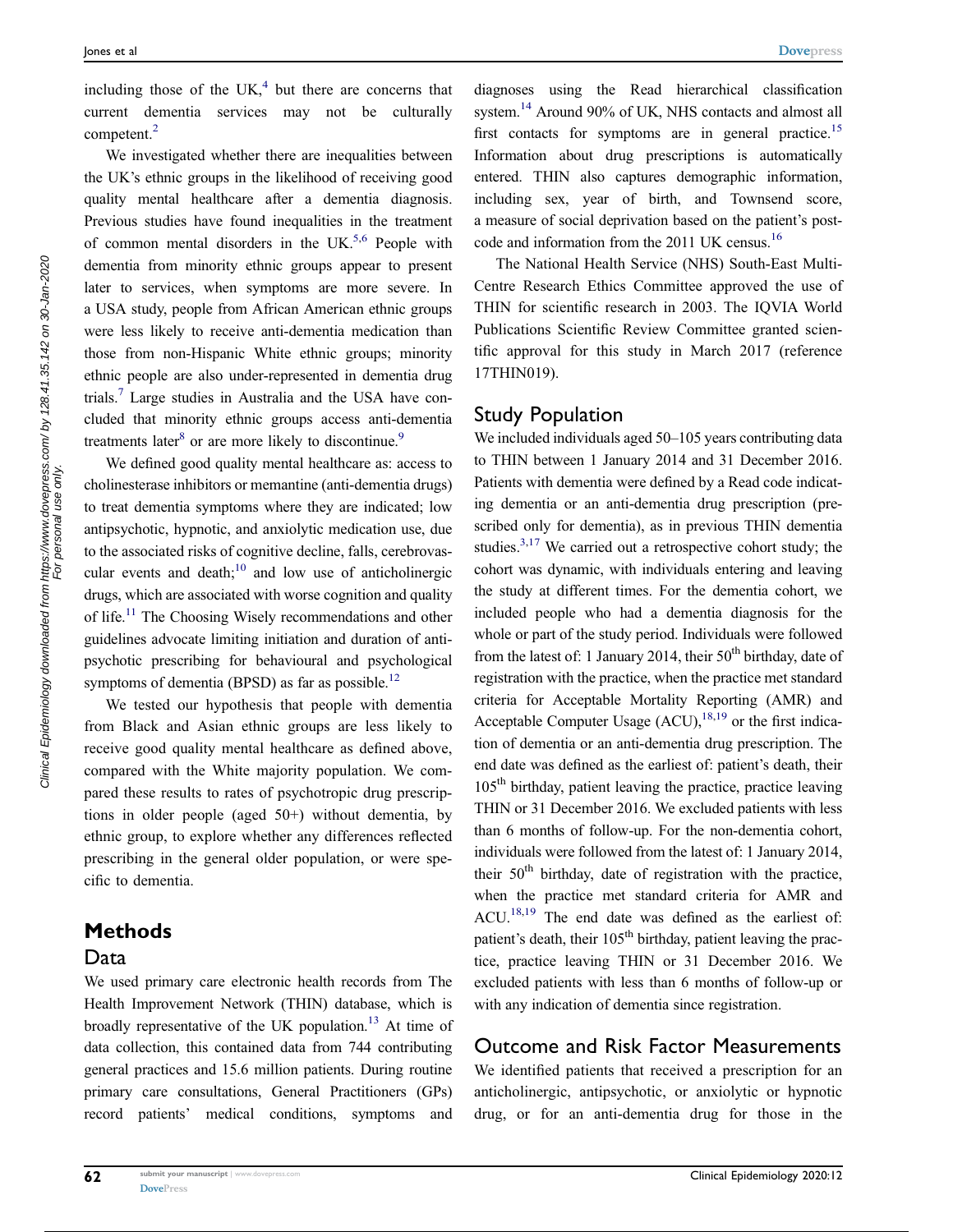including those of the UK,[4] but there are concerns that current dementia services may not be culturally competent.[2]

We investigated whether there are inequalities between the UK's ethnic groups in the likelihood of receiving good quality mental healthcare after a dementia diagnosis. Previous studies have found inequalities in the treatment of common mental disorders in the UK.[5,6] People with dementia from minority ethnic groups appear to present later to services, when symptoms are more severe. In a USA study, people from African American ethnic groups were less likely to receive anti-dementia medication than those from non-Hispanic White ethnic groups; minority ethnic people are also under-represented in dementia drug trials.[7] Large studies in Australia and the USA have concluded that minority ethnic groups access anti-dementia treatments later[8] or are more likely to discontinue.[9]

We defined good quality mental healthcare as: access to cholinesterase inhibitors or memantine (anti-dementia drugs) to treat dementia symptoms where they are indicated; low antipsychotic, hypnotic, and anxiolytic medication use, due to the associated risks of cognitive decline, falls, cerebrovascular events and death;[10] and low use of anticholinergic drugs, which are associated with worse cognition and quality of life.[11] The Choosing Wisely recommendations and other guidelines advocate limiting initiation and duration of antipsychotic prescribing for behavioural and psychological symptoms of dementia (BPSD) as far as possible.[12]

We tested our hypothesis that people with dementia from Black and Asian ethnic groups are less likely to receive good quality mental healthcare as defined above, compared with the White majority population. We compared these results to rates of psychotropic drug prescriptions in older people (aged 50+) without dementia, by ethnic group, to explore whether any differences reflected prescribing in the general older population, or were specific to dementia.

# Methods

## Data

We used primary care electronic health records from The Health Improvement Network (THIN) database, which is broadly representative of the UK population.[13] At time of data collection, this contained data from 744 contributing general practices and 15.6 million patients. During routine primary care consultations, General Practitioners (GPs) record patients' medical conditions, symptoms and diagnoses using the Read hierarchical classification system.[14] Around 90% of UK, NHS contacts and almost all first contacts for symptoms are in general practice.[15] Information about drug prescriptions is automatically entered. THIN also captures demographic information, including sex, year of birth, and Townsend score, a measure of social deprivation based on the patient's postcode and information from the 2011 UK census.[16]

The National Health Service (NHS) South-East Multi-Centre Research Ethics Committee approved the use of THIN for scientific research in 2003. The IQVIA World Publications Scientific Review Committee granted scientific approval for this study in March 2017 (reference 17THIN019).

## Study Population

We included individuals aged 50–105 years contributing data to THIN between 1 January 2014 and 31 December 2016. Patients with dementia were defined by a Read code indicating dementia or an anti-dementia drug prescription (prescribed only for dementia), as in previous THIN dementia studies.[3,17] We carried out a retrospective cohort study; the cohort was dynamic, with individuals entering and leaving the study at different times. For the dementia cohort, we included people who had a dementia diagnosis for the whole or part of the study period. Individuals were followed from the latest of: 1 January 2014, their 50th birthday, date of registration with the practice, when the practice met standard criteria for Acceptable Mortality Reporting (AMR) and Acceptable Computer Usage (ACU),[18,19] or the first indication of dementia or an anti-dementia drug prescription. The end date was defined as the earliest of: patient's death, their 105th birthday, patient leaving the practice, practice leaving THIN or 31 December 2016. We excluded patients with less than 6 months of follow-up. For the non-dementia cohort, individuals were followed from the latest of: 1 January 2014, their 50th birthday, date of registration with the practice, when the practice met standard criteria for AMR and ACU.[18,19] The end date was defined as the earliest of: patient's death, their 105th birthday, patient leaving the practice, practice leaving THIN or 31 December 2016. We excluded patients with less than 6 months of follow-up or with any indication of dementia since registration.

## Outcome and Risk Factor Measurements

We identified patients that received a prescription for an anticholinergic, antipsychotic, or anxiolytic or hypnotic drug, or for an anti-dementia drug for those in the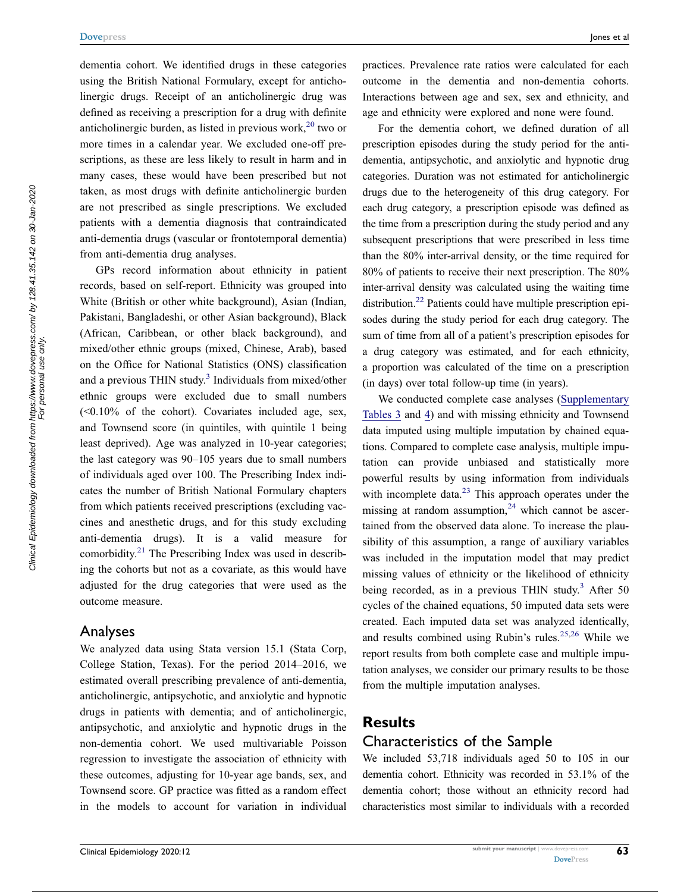dementia cohort. We identified drugs in these categories using the British National Formulary, except for anticholinergic drugs. Receipt of an anticholinergic drug was defined as receiving a prescription for a drug with definite anticholinergic burden, as listed in previous work,[20] two or more times in a calendar year. We excluded one-off prescriptions, as these are less likely to result in harm and in many cases, these would have been prescribed but not taken, as most drugs with definite anticholinergic burden are not prescribed as single prescriptions. We excluded patients with a dementia diagnosis that contraindicated anti-dementia drugs (vascular or frontotemporal dementia) from anti-dementia drug analyses.

GPs record information about ethnicity in patient records, based on self-report. Ethnicity was grouped into White (British or other white background), Asian (Indian, Pakistani, Bangladeshi, or other Asian background), Black (African, Caribbean, or other black background), and mixed/other ethnic groups (mixed, Chinese, Arab), based on the Office for National Statistics (ONS) classification and a previous THIN study.[3] Individuals from mixed/other ethnic groups were excluded due to small numbers (<0.10% of the cohort). Covariates included age, sex, and Townsend score (in quintiles, with quintile 1 being least deprived). Age was analyzed in 10-year categories; the last category was 90–105 years due to small numbers of individuals aged over 100. The Prescribing Index indicates the number of British National Formulary chapters from which patients received prescriptions (excluding vaccines and anesthetic drugs, and for this study excluding anti-dementia drugs). It is a valid measure for comorbidity.[21] The Prescribing Index was used in describing the cohorts but not as a covariate, as this would have adjusted for the drug categories that were used as the outcome measure.

## Analyses

We analyzed data using Stata version 15.1 (Stata Corp, College Station, Texas). For the period 2014–2016, we estimated overall prescribing prevalence of anti-dementia, anticholinergic, antipsychotic, and anxiolytic and hypnotic drugs in patients with dementia; and of anticholinergic, antipsychotic, and anxiolytic and hypnotic drugs in the non-dementia cohort. We used multivariable Poisson regression to investigate the association of ethnicity with these outcomes, adjusting for 10-year age bands, sex, and Townsend score. GP practice was fitted as a random effect in the models to account for variation in individual practices. Prevalence rate ratios were calculated for each outcome in the dementia and non-dementia cohorts. Interactions between age and sex, sex and ethnicity, and age and ethnicity were explored and none were found.

For the dementia cohort, we defined duration of all prescription episodes during the study period for the anti-dementia, antipsychotic, and anxiolytic and hypnotic drug categories. Duration was not estimated for anticholinergic drugs due to the heterogeneity of this drug category. For each drug category, a prescription episode was defined as the time from a prescription during the study period and any subsequent prescriptions that were prescribed in less time than the 80% inter-arrival density, or the time required for 80% of patients to receive their next prescription. The 80% inter-arrival density was calculated using the waiting time distribution.[22] Patients could have multiple prescription episodes during the study period for each drug category. The sum of time from all of a patient's prescription episodes for a drug category was estimated, and for each ethnicity, a proportion was calculated of the time on a prescription (in days) over total follow-up time (in years).

We conducted complete case analyses (Supplementary Tables 3 and 4) and with missing ethnicity and Townsend data imputed using multiple imputation by chained equations. Compared to complete case analysis, multiple imputation can provide unbiased and statistically more powerful results by using information from individuals with incomplete data.[23] This approach operates under the missing at random assumption,[24] which cannot be ascertained from the observed data alone. To increase the plausibility of this assumption, a range of auxiliary variables was included in the imputation model that may predict missing values of ethnicity or the likelihood of ethnicity being recorded, as in a previous THIN study.[3] After 50 cycles of the chained equations, 50 imputed data sets were created. Each imputed data set was analyzed identically, and results combined using Rubin's rules.[25,26] While we report results from both complete case and multiple imputation analyses, we consider our primary results to be those from the multiple imputation analyses.

# Results

## Characteristics of the Sample

We included 53,718 individuals aged 50 to 105 in our dementia cohort. Ethnicity was recorded in 53.1% of the dementia cohort; those without an ethnicity record had characteristics most similar to individuals with a recorded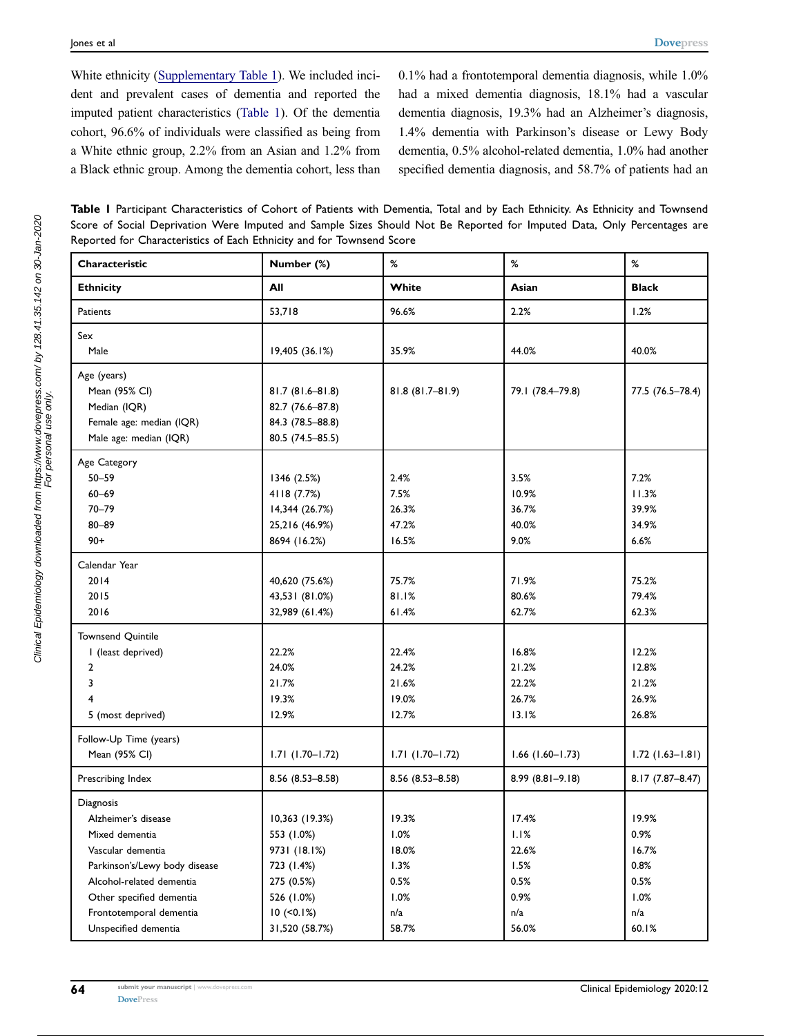White ethnicity (Supplementary Table 1). We included incident and prevalent cases of dementia and reported the imputed patient characteristics (Table 1). Of the dementia cohort, 96.6% of individuals were classified as being from a White ethnic group, 2.2% from an Asian and 1.2% from a Black ethnic group. Among the dementia cohort, less than 0.1% had a frontotemporal dementia diagnosis, while 1.0% had a mixed dementia diagnosis, 18.1% had a vascular dementia diagnosis, 19.3% had an Alzheimer's diagnosis, 1.4% dementia with Parkinson's disease or Lewy Body dementia, 0.5% alcohol-related dementia, 1.0% had another specified dementia diagnosis, and 58.7% of patients had an

**Table 1** Participant Characteristics of Cohort of Patients with Dementia, Total and by Each Ethnicity. As Ethnicity and Townsend Score of Social Deprivation Were Imputed and Sample Sizes Should Not Be Reported for Imputed Data, Only Percentages are Reported for Characteristics of Each Ethnicity and for Townsend Score

| Characteristic | Number (%) | % | % | % |
|---|---|---|---|---|
| **Ethnicity** | **All** | **White** | **Asian** | **Black** |
| Patients | 53,718 | 96.6% | 2.2% | 1.2% |
| Sex | | | | |
| Male | 19,405 (36.1%) | 35.9% | 44.0% | 40.0% |
| Age (years) | | | | |
| Mean (95% CI) | 81.7 (81.6–81.8) | 81.8 (81.7–81.9) | 79.1 (78.4–79.8) | 77.5 (76.5–78.4) |
| Median (IQR) | 82.7 (76.6–87.8) | | | |
| Female age: median (IQR) | 84.3 (78.5–88.8) | | | |
| Male age: median (IQR) | 80.5 (74.5–85.5) | | | |
| Age Category | | | | |
| 50–59 | 1346 (2.5%) | 2.4% | 3.5% | 7.2% |
| 60–69 | 4118 (7.7%) | 7.5% | 10.9% | 11.3% |
| 70–79 | 14,344 (26.7%) | 26.3% | 36.7% | 39.9% |
| 80–89 | 25,216 (46.9%) | 47.2% | 40.0% | 34.9% |
| 90+ | 8694 (16.2%) | 16.5% | 9.0% | 6.6% |
| Calendar Year | | | | |
| 2014 | 40,620 (75.6%) | 75.7% | 71.9% | 75.2% |
| 2015 | 43,531 (81.0%) | 81.1% | 80.6% | 79.4% |
| 2016 | 32,989 (61.4%) | 61.4% | 62.7% | 62.3% |
| Townsend Quintile | | | | |
| 1 (least deprived) | 22.2% | 22.4% | 16.8% | 12.2% |
| 2 | 24.0% | 24.2% | 21.2% | 12.8% |
| 3 | 21.7% | 21.6% | 22.2% | 21.2% |
| 4 | 19.3% | 19.0% | 26.7% | 26.9% |
| 5 (most deprived) | 12.9% | 12.7% | 13.1% | 26.8% |
| Follow-Up Time (years) | | | | |
| Mean (95% CI) | 1.71 (1.70–1.72) | 1.71 (1.70–1.72) | 1.66 (1.60–1.73) | 1.72 (1.63–1.81) |
| Prescribing Index | 8.56 (8.53–8.58) | 8.56 (8.53–8.58) | 8.99 (8.81–9.18) | 8.17 (7.87–8.47) |
| Diagnosis | | | | |
| Alzheimer's disease | 10,363 (19.3%) | 19.3% | 17.4% | 19.9% |
| Mixed dementia | 553 (1.0%) | 1.0% | 1.1% | 0.9% |
| Vascular dementia | 9731 (18.1%) | 18.0% | 22.6% | 16.7% |
| Parkinson's/Lewy body disease | 723 (1.4%) | 1.3% | 1.5% | 0.8% |
| Alcohol-related dementia | 275 (0.5%) | 0.5% | 0.5% | 0.5% |
| Other specified dementia | 526 (1.0%) | 1.0% | 0.9% | 1.0% |
| Frontotemporal dementia | 10 (<0.1%) | n/a | n/a | n/a |
| Unspecified dementia | 31,520 (58.7%) | 58.7% | 56.0% | 60.1% |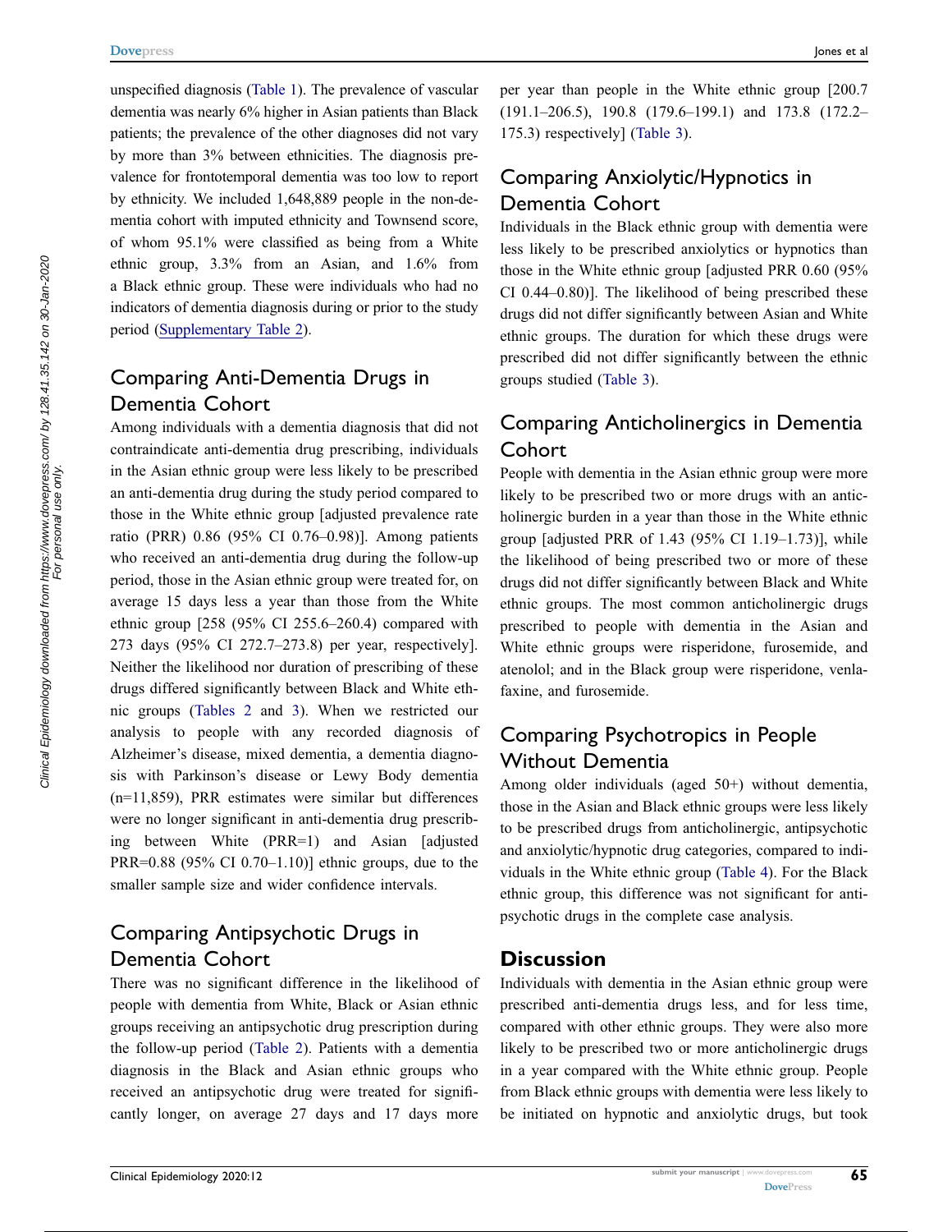unspecified diagnosis (Table 1). The prevalence of vascular dementia was nearly 6% higher in Asian patients than Black patients; the prevalence of the other diagnoses did not vary by more than 3% between ethnicities. The diagnosis prevalence for frontotemporal dementia was too low to report by ethnicity. We included 1,648,889 people in the non-dementia cohort with imputed ethnicity and Townsend score, of whom 95.1% were classified as being from a White ethnic group, 3.3% from an Asian, and 1.6% from a Black ethnic group. These were individuals who had no indicators of dementia diagnosis during or prior to the study period (Supplementary Table 2).

## Comparing Anti-Dementia Drugs in Dementia Cohort

Among individuals with a dementia diagnosis that did not contraindicate anti-dementia drug prescribing, individuals in the Asian ethnic group were less likely to be prescribed an anti-dementia drug during the study period compared to those in the White ethnic group [adjusted prevalence rate ratio (PRR) 0.86 (95% CI 0.76–0.98)]. Among patients who received an anti-dementia drug during the follow-up period, those in the Asian ethnic group were treated for, on average 15 days less a year than those from the White ethnic group [258 (95% CI 255.6–260.4) compared with 273 days (95% CI 272.7–273.8) per year, respectively]. Neither the likelihood nor duration of prescribing of these drugs differed significantly between Black and White ethnic groups (Tables 2 and 3). When we restricted our analysis to people with any recorded diagnosis of Alzheimer's disease, mixed dementia, a dementia diagnosis with Parkinson's disease or Lewy Body dementia (n=11,859), PRR estimates were similar but differences were no longer significant in anti-dementia drug prescribing between White (PRR=1) and Asian [adjusted PRR=0.88 (95% CI 0.70–1.10)] ethnic groups, due to the smaller sample size and wider confidence intervals.

## Comparing Antipsychotic Drugs in Dementia Cohort

There was no significant difference in the likelihood of people with dementia from White, Black or Asian ethnic groups receiving an antipsychotic drug prescription during the follow-up period (Table 2). Patients with a dementia diagnosis in the Black and Asian ethnic groups who received an antipsychotic drug were treated for significantly longer, on average 27 days and 17 days more per year than people in the White ethnic group [200.7 (191.1–206.5), 190.8 (179.6–199.1) and 173.8 (172.2–175.3) respectively] (Table 3).

## Comparing Anxiolytic/Hypnotics in Dementia Cohort

Individuals in the Black ethnic group with dementia were less likely to be prescribed anxiolytics or hypnotics than those in the White ethnic group [adjusted PRR 0.60 (95% CI 0.44–0.80)]. The likelihood of being prescribed these drugs did not differ significantly between Asian and White ethnic groups. The duration for which these drugs were prescribed did not differ significantly between the ethnic groups studied (Table 3).

## Comparing Anticholinergics in Dementia Cohort

People with dementia in the Asian ethnic group were more likely to be prescribed two or more drugs with an anticholinergic burden in a year than those in the White ethnic group [adjusted PRR of 1.43 (95% CI 1.19–1.73)], while the likelihood of being prescribed two or more of these drugs did not differ significantly between Black and White ethnic groups. The most common anticholinergic drugs prescribed to people with dementia in the Asian and White ethnic groups were risperidone, furosemide, and atenolol; and in the Black group were risperidone, venlafaxine, and furosemide.

## Comparing Psychotropics in People Without Dementia

Among older individuals (aged 50+) without dementia, those in the Asian and Black ethnic groups were less likely to be prescribed drugs from anticholinergic, antipsychotic and anxiolytic/hypnotic drug categories, compared to individuals in the White ethnic group (Table 4). For the Black ethnic group, this difference was not significant for antipsychotic drugs in the complete case analysis.

# Discussion

Individuals with dementia in the Asian ethnic group were prescribed anti-dementia drugs less, and for less time, compared with other ethnic groups. They were also more likely to be prescribed two or more anticholinergic drugs in a year compared with the White ethnic group. People from Black ethnic groups with dementia were less likely to be initiated on hypnotic and anxiolytic drugs, but took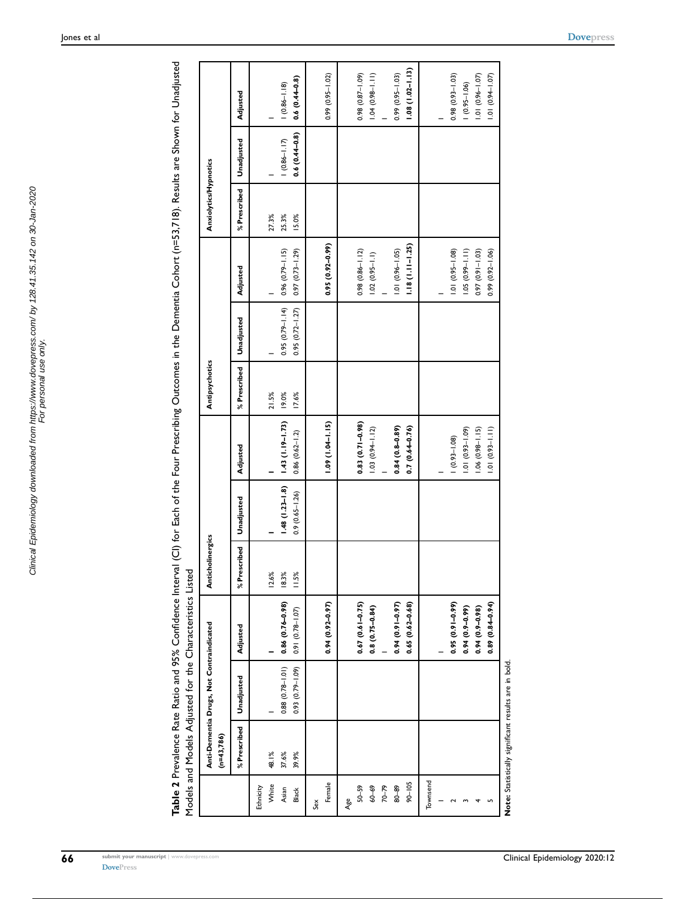**Table 2** Prevalence Rate Ratio and 95% Confidence Interval (CI) for Each of the Four Prescribing Outcomes in the Dementia Cohort (n=53,718). Results are Shown for Unadjusted Models and Models Adjusted for the Characteristics Listed

| | Anti-Dementia Drugs, Not Contraindicated (n=43,786) | | | Anticholinergics | | | Antipsychotics | | | Anxiolytics/Hypnotics | | |
|---|---|---|---|---|---|---|---|---|---|---|---|---|
| | % Prescribed | Unadjusted | Adjusted | % Prescribed | Unadjusted | Adjusted | % Prescribed | Unadjusted | Adjusted | % Prescribed | Unadjusted | Adjusted |
| Ethnicity | | | | | | | | | | | | |
| White | 48.1% | – | – | 12.6% | – | – | 21.5% | – | – | 27.3% | – | – |
| Asian | 37.6% | 0.88 (0.78–1.01) | **0.86 (0.76–0.98)** | 18.3% | **1.48 (1.23–1.8)** | **1.43 (1.19–1.73)** | 19.0% | 0.95 (0.79–1.14) | 0.96 (0.79–1.15) | 25.3% | 1 (0.86–1.17) | 1 (0.86–1.18) |
| Black | 39.9% | 0.93 (0.79–1.09) | 0.91 (0.78–1.07) | 11.5% | 0.9 (0.65–1.26) | 0.86 (0.62–1.2) | 17.6% | 0.95 (0.72–1.27) | 0.97 (0.73–1.29) | 15.0% | **0.6 (0.44–0.8)** | **0.6 (0.44–0.8)** |
| Sex | | | | | | | | | | | | |
| Female | | | **0.94 (0.92–0.97)** | | | **1.09 (1.04–1.15)** | | | **0.95 (0.92–0.99)** | | | 0.99 (0.95–1.02) |
| Age | | | | | | | | | | | | |
| 50–59 | | | **0.67 (0.61–0.75)** | | | **0.83 (0.71–0.98)** | | | 0.98 (0.86–1.12) | | | 0.98 (0.87–1.09) |
| 60–69 | | | **0.8 (0.75–0.84)** | | | 1.03 (0.94–1.12) | | | 1.02 (0.95–1.1) | | | 1.04 (0.98–1.11) |
| 70–79 | | | – | | | – | | | – | | | – |
| 80–89 | | | **0.94 (0.91–0.97)** | | | **0.84 (0.8–0.89)** | | | 1.01 (0.96–1.05) | | | 0.99 (0.95–1.03) |
| 90–105 | | | **0.65 (0.62–0.68)** | | | **0.7 (0.64–0.76)** | | | **1.18 (1.11–1.25)** | | | **1.08 (1.02–1.13)** |
| Townsend | | | | | | | | | | | | |
| 1 | | | – | | | – | | | – | | | – |
| 2 | | | **0.95 (0.91–0.99)** | | | 1 (0.93–1.08) | | | 1.01 (0.95–1.08) | | | 0.98 (0.93–1.03) |
| 3 | | | **0.94 (0.9–0.99)** | | | 1.01 (0.93–1.09) | | | 1.05 (0.99–1.11) | | | 1 (0.95–1.06) |
| 4 | | | **0.94 (0.9–0.98)** | | | 1.06 (0.98–1.15) | | | 0.97 (0.91–1.03) | | | 1.01 (0.96–1.07) |
| 5 | | | **0.89 (0.84–0.94)** | | | 1.01 (0.93–1.11) | | | 0.99 (0.92–1.06) | | | 1.01 (0.94–1.07) |

**Note:** Statistically significant results are in bold.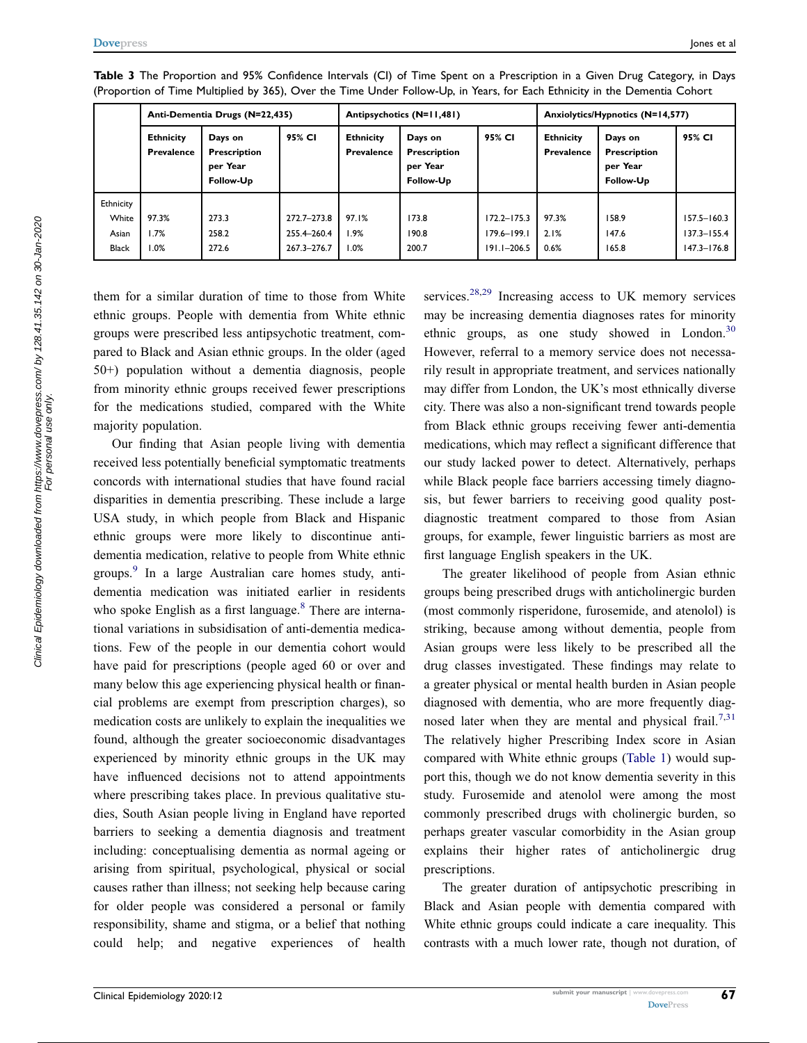**Table 3** The Proportion and 95% Confidence Intervals (CI) of Time Spent on a Prescription in a Given Drug Category, in Days (Proportion of Time Multiplied by 365), Over the Time Under Follow-Up, in Years, for Each Ethnicity in the Dementia Cohort

| | Anti-Dementia Drugs (N=22,435) | | | Antipsychotics (N=11,481) | | | Anxiolytics/Hypnotics (N=14,577) | | |
|---|---|---|---|---|---|---|---|---|---|
| | Ethnicity Prevalence | Days on Prescription per Year Follow-Up | 95% CI | Ethnicity Prevalence | Days on Prescription per Year Follow-Up | 95% CI | Ethnicity Prevalence | Days on Prescription per Year Follow-Up | 95% CI |
| Ethnicity | | | | | | | | | |
| White | 97.3% | 273.3 | 272.7–273.8 | 97.1% | 173.8 | 172.2–175.3 | 97.3% | 158.9 | 157.5–160.3 |
| Asian | 1.7% | 258.2 | 255.4–260.4 | 1.9% | 190.8 | 179.6–199.1 | 2.1% | 147.6 | 137.3–155.4 |
| Black | 1.0% | 272.6 | 267.3–276.7 | 1.0% | 200.7 | 191.1–206.5 | 0.6% | 165.8 | 147.3–176.8 |

them for a similar duration of time to those from White ethnic groups. People with dementia from White ethnic groups were prescribed less antipsychotic treatment, compared to Black and Asian ethnic groups. In the older (aged 50+) population without a dementia diagnosis, people from minority ethnic groups received fewer prescriptions for the medications studied, compared with the White majority population.

Our finding that Asian people living with dementia received less potentially beneficial symptomatic treatments concords with international studies that have found racial disparities in dementia prescribing. These include a large USA study, in which people from Black and Hispanic ethnic groups were more likely to discontinue anti-dementia medication, relative to people from White ethnic groups.[9] In a large Australian care homes study, anti-dementia medication was initiated earlier in residents who spoke English as a first language.[8] There are international variations in subsidisation of anti-dementia medications. Few of the people in our dementia cohort would have paid for prescriptions (people aged 60 or over and many below this age experiencing physical health or financial problems are exempt from prescription charges), so medication costs are unlikely to explain the inequalities we found, although the greater socioeconomic disadvantages experienced by minority ethnic groups in the UK may have influenced decisions not to attend appointments where prescribing takes place. In previous qualitative studies, South Asian people living in England have reported barriers to seeking a dementia diagnosis and treatment including: conceptualising dementia as normal ageing or arising from spiritual, psychological, physical or social causes rather than illness; not seeking help because caring for older people was considered a personal or family responsibility, shame and stigma, or a belief that nothing could help; and negative experiences of health services.[28,29] Increasing access to UK memory services may be increasing dementia diagnoses rates for minority ethnic groups, as one study showed in London.[30] However, referral to a memory service does not necessarily result in appropriate treatment, and services nationally may differ from London, the UK's most ethnically diverse city. There was also a non-significant trend towards people from Black ethnic groups receiving fewer anti-dementia medications, which may reflect a significant difference that our study lacked power to detect. Alternatively, perhaps while Black people face barriers accessing timely diagnosis, but fewer barriers to receiving good quality post-diagnostic treatment compared to those from Asian groups, for example, fewer linguistic barriers as most are first language English speakers in the UK.

The greater likelihood of people from Asian ethnic groups being prescribed drugs with anticholinergic burden (most commonly risperidone, furosemide, and atenolol) is striking, because among without dementia, people from Asian groups were less likely to be prescribed all the drug classes investigated. These findings may relate to a greater physical or mental health burden in Asian people diagnosed with dementia, who are more frequently diagnosed later when they are mental and physical frail.[7,31] The relatively higher Prescribing Index score in Asian compared with White ethnic groups (Table 1) would support this, though we do not know dementia severity in this study. Furosemide and atenolol were among the most commonly prescribed drugs with cholinergic burden, so perhaps greater vascular comorbidity in the Asian group explains their higher rates of anticholinergic drug prescriptions.

The greater duration of antipsychotic prescribing in Black and Asian people with dementia compared with White ethnic groups could indicate a care inequality. This contrasts with a much lower rate, though not duration, of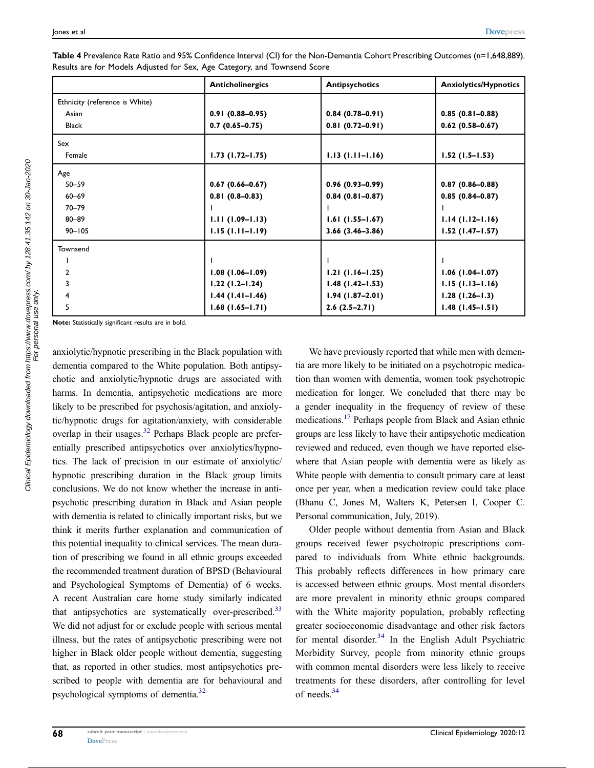**Table 4** Prevalence Rate Ratio and 95% Confidence Interval (CI) for the Non-Dementia Cohort Prescribing Outcomes (n=1,648,889). Results are for Models Adjusted for Sex, Age Category, and Townsend Score

| | Anticholinergics | Antipsychotics | Anxiolytics/Hypnotics |
|---|---|---|---|
| Ethnicity (reference is White) | | | |
| Asian | **0.91 (0.88–0.95)** | **0.84 (0.78–0.91)** | **0.85 (0.81–0.88)** |
| Black | **0.7 (0.65–0.75)** | **0.81 (0.72–0.91)** | **0.62 (0.58–0.67)** |
| Sex | | | |
| Female | **1.73 (1.72–1.75)** | **1.13 (1.11–1.16)** | **1.52 (1.5–1.53)** |
| Age | | | |
| 50–59 | **0.67 (0.66–0.67)** | **0.96 (0.93–0.99)** | **0.87 (0.86–0.88)** |
| 60–69 | **0.81 (0.8–0.83)** | **0.84 (0.81–0.87)** | **0.85 (0.84–0.87)** |
| 70–79 | 1 | 1 | 1 |
| 80–89 | **1.11 (1.09–1.13)** | **1.61 (1.55–1.67)** | **1.14 (1.12–1.16)** |
| 90–105 | **1.15 (1.11–1.19)** | **3.66 (3.46–3.86)** | **1.52 (1.47–1.57)** |
| Townsend | | | |
| 1 | 1 | 1 | 1 |
| 2 | **1.08 (1.06–1.09)** | **1.21 (1.16–1.25)** | **1.06 (1.04–1.07)** |
| 3 | **1.22 (1.2–1.24)** | **1.48 (1.42–1.53)** | **1.15 (1.13–1.16)** |
| 4 | **1.44 (1.41–1.46)** | **1.94 (1.87–2.01)** | **1.28 (1.26–1.3)** |
| 5 | **1.68 (1.65–1.71)** | **2.6 (2.5–2.71)** | **1.48 (1.45–1.51)** |

**Note:** Statistically significant results are in bold.

anxiolytic/hypnotic prescribing in the Black population with dementia compared to the White population. Both antipsychotic and anxiolytic/hypnotic drugs are associated with harms. In dementia, antipsychotic medications are more likely to be prescribed for psychosis/agitation, and anxiolytic/hypnotic drugs for agitation/anxiety, with considerable overlap in their usages.[32] Perhaps Black people are preferentially prescribed antipsychotics over anxiolytics/hypnotics. The lack of precision in our estimate of anxiolytic/hypnotic prescribing duration in the Black group limits conclusions. We do not know whether the increase in antipsychotic prescribing duration in Black and Asian people with dementia is related to clinically important risks, but we think it merits further explanation and communication of this potential inequality to clinical services. The mean duration of prescribing we found in all ethnic groups exceeded the recommended treatment duration of BPSD (Behavioural and Psychological Symptoms of Dementia) of 6 weeks. A recent Australian care home study similarly indicated that antipsychotics are systematically over-prescribed.[33] We did not adjust for or exclude people with serious mental illness, but the rates of antipsychotic prescribing were not higher in Black older people without dementia, suggesting that, as reported in other studies, most antipsychotics prescribed to people with dementia are for behavioural and psychological symptoms of dementia.[32]

We have previously reported that while men with dementia are more likely to be initiated on a psychotropic medication than women with dementia, women took psychotropic medication for longer. We concluded that there may be a gender inequality in the frequency of review of these medications.[17] Perhaps people from Black and Asian ethnic groups are less likely to have their antipsychotic medication reviewed and reduced, even though we have reported elsewhere that Asian people with dementia were as likely as White people with dementia to consult primary care at least once per year, when a medication review could take place (Bhanu C, Jones M, Walters K, Petersen I, Cooper C. Personal communication, July, 2019).

Older people without dementia from Asian and Black groups received fewer psychotropic prescriptions compared to individuals from White ethnic backgrounds. This probably reflects differences in how primary care is accessed between ethnic groups. Most mental disorders are more prevalent in minority ethnic groups compared with the White majority population, probably reflecting greater socioeconomic disadvantage and other risk factors for mental disorder.[34] In the English Adult Psychiatric Morbidity Survey, people from minority ethnic groups with common mental disorders were less likely to receive treatments for these disorders, after controlling for level of needs.[34]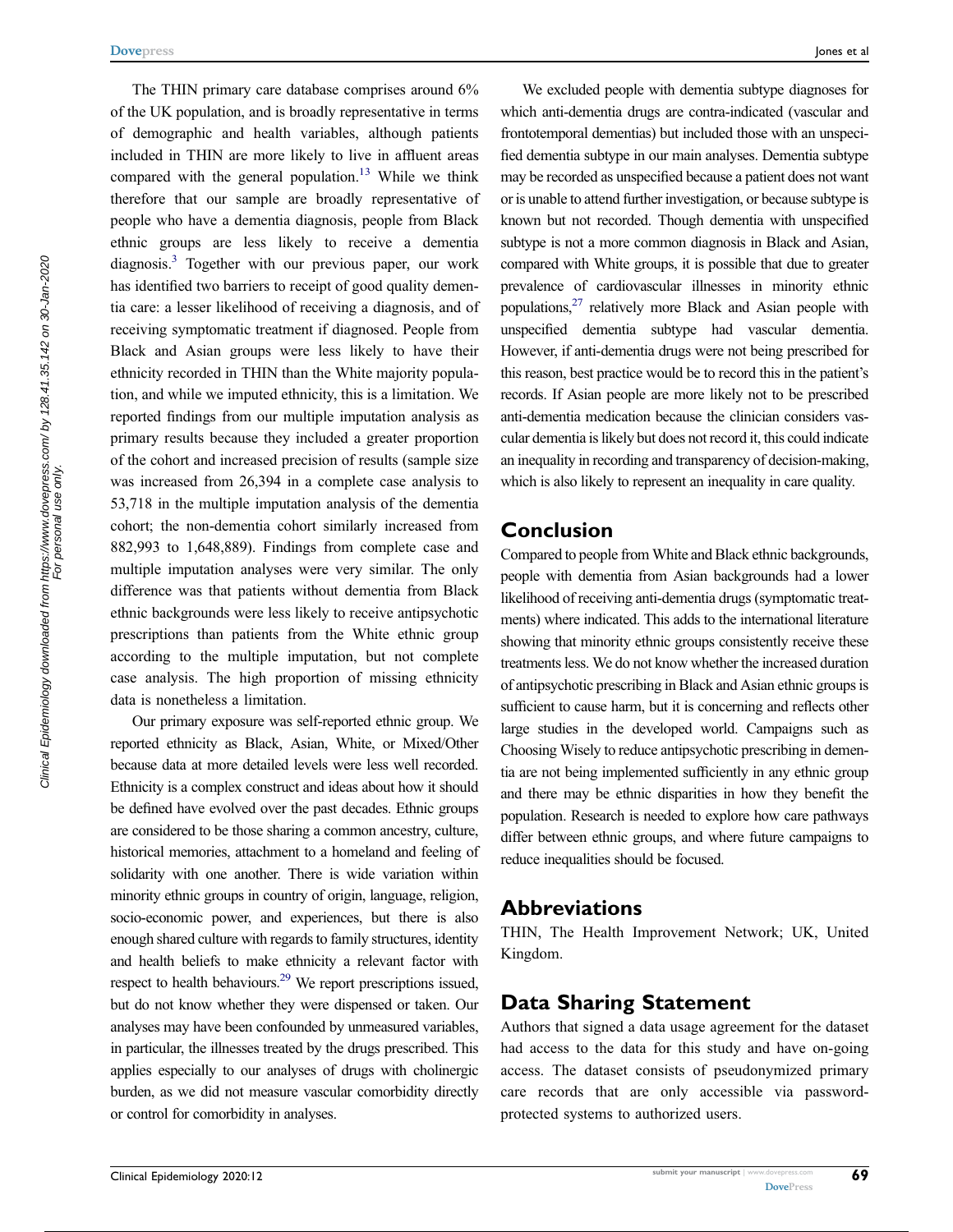The THIN primary care database comprises around 6% of the UK population, and is broadly representative in terms of demographic and health variables, although patients included in THIN are more likely to live in affluent areas compared with the general population.[13] While we think therefore that our sample are broadly representative of people who have a dementia diagnosis, people from Black ethnic groups are less likely to receive a dementia diagnosis.[3] Together with our previous paper, our work has identified two barriers to receipt of good quality dementia care: a lesser likelihood of receiving a diagnosis, and of receiving symptomatic treatment if diagnosed. People from Black and Asian groups were less likely to have their ethnicity recorded in THIN than the White majority population, and while we imputed ethnicity, this is a limitation. We reported findings from our multiple imputation analysis as primary results because they included a greater proportion of the cohort and increased precision of results (sample size was increased from 26,394 in a complete case analysis to 53,718 in the multiple imputation analysis of the dementia cohort; the non-dementia cohort similarly increased from 882,993 to 1,648,889). Findings from complete case and multiple imputation analyses were very similar. The only difference was that patients without dementia from Black ethnic backgrounds were less likely to receive antipsychotic prescriptions than patients from the White ethnic group according to the multiple imputation, but not complete case analysis. The high proportion of missing ethnicity data is nonetheless a limitation.

Our primary exposure was self-reported ethnic group. We reported ethnicity as Black, Asian, White, or Mixed/Other because data at more detailed levels were less well recorded. Ethnicity is a complex construct and ideas about how it should be defined have evolved over the past decades. Ethnic groups are considered to be those sharing a common ancestry, culture, historical memories, attachment to a homeland and feeling of solidarity with one another. There is wide variation within minority ethnic groups in country of origin, language, religion, socio-economic power, and experiences, but there is also enough shared culture with regards to family structures, identity and health beliefs to make ethnicity a relevant factor with respect to health behaviours.[29] We report prescriptions issued, but do not know whether they were dispensed or taken. Our analyses may have been confounded by unmeasured variables, in particular, the illnesses treated by the drugs prescribed. This applies especially to our analyses of drugs with cholinergic burden, as we did not measure vascular comorbidity directly or control for comorbidity in analyses.

We excluded people with dementia subtype diagnoses for which anti-dementia drugs are contra-indicated (vascular and frontotemporal dementias) but included those with an unspecified dementia subtype in our main analyses. Dementia subtype may be recorded as unspecified because a patient does not want or is unable to attend further investigation, or because subtype is known but not recorded. Though dementia with unspecified subtype is not a more common diagnosis in Black and Asian, compared with White groups, it is possible that due to greater prevalence of cardiovascular illnesses in minority ethnic populations,[27] relatively more Black and Asian people with unspecified dementia subtype had vascular dementia. However, if anti-dementia drugs were not being prescribed for this reason, best practice would be to record this in the patient's records. If Asian people are more likely not to be prescribed anti-dementia medication because the clinician considers vascular dementia is likely but does not record it, this could indicate an inequality in recording and transparency of decision-making, which is also likely to represent an inequality in care quality.

## Conclusion

Compared to people from White and Black ethnic backgrounds, people with dementia from Asian backgrounds had a lower likelihood of receiving anti-dementia drugs (symptomatic treatments) where indicated. This adds to the international literature showing that minority ethnic groups consistently receive these treatments less. We do not know whether the increased duration of antipsychotic prescribing in Black and Asian ethnic groups is sufficient to cause harm, but it is concerning and reflects other large studies in the developed world. Campaigns such as Choosing Wisely to reduce antipsychotic prescribing in dementia are not being implemented sufficiently in any ethnic group and there may be ethnic disparities in how they benefit the population. Research is needed to explore how care pathways differ between ethnic groups, and where future campaigns to reduce inequalities should be focused.

## Abbreviations

THIN, The Health Improvement Network; UK, United Kingdom.

## Data Sharing Statement

Authors that signed a data usage agreement for the dataset had access to the data for this study and have on-going access. The dataset consists of pseudonymized primary care records that are only accessible via password-protected systems to authorized users.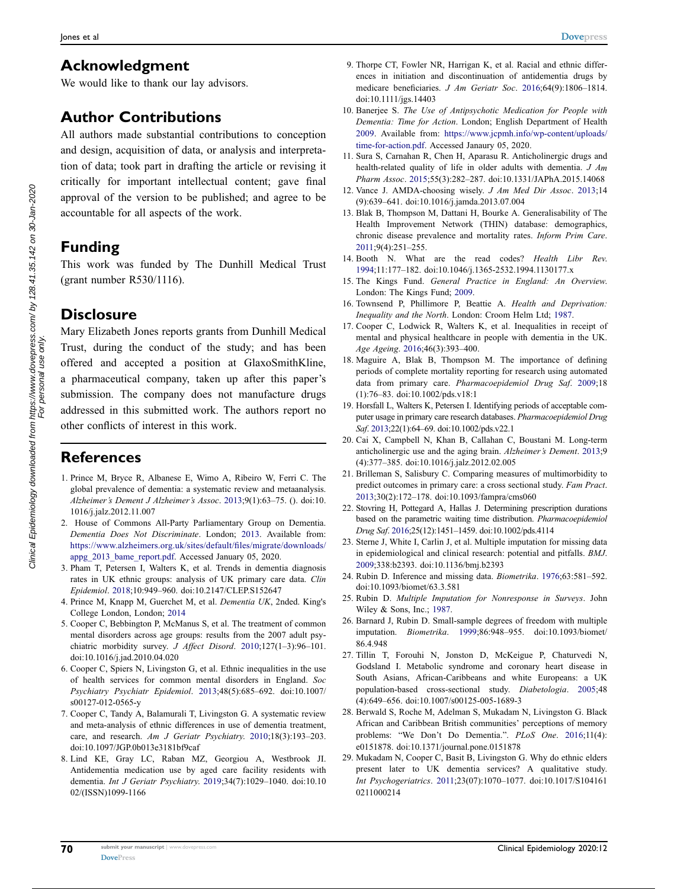## Acknowledgment

We would like to thank our lay advisors.

## Author Contributions

All authors made substantial contributions to conception and design, acquisition of data, or analysis and interpretation of data; took part in drafting the article or revising it critically for important intellectual content; gave final approval of the version to be published; and agree to be accountable for all aspects of the work.

## Funding

This work was funded by The Dunhill Medical Trust (grant number R530/1116).

## Disclosure

Mary Elizabeth Jones reports grants from Dunhill Medical Trust, during the conduct of the study; and has been offered and accepted a position at GlaxoSmithKline, a pharmaceutical company, taken up after this paper's submission. The company does not manufacture drugs addressed in this submitted work. The authors report no other conflicts of interest in this work.

## References

1. Prince M, Bryce R, Albanese E, Wimo A, Ribeiro W, Ferri C. The global prevalence of dementia: a systematic review and metaanalysis. *Alzheimer's Dement J Alzheimer's Assoc*. 2013;9(1):63–75. (). doi:10.1016/j.jalz.2012.11.007
2. House of Commons All-Party Parliamentary Group on Dementia. *Dementia Does Not Discriminate*. London; 2013. Available from: https://www.alzheimers.org.uk/sites/default/files/migrate/downloads/appg_2013_bame_report.pdf. Accessed January 05, 2020.
3. Pham T, Petersen I, Walters K, et al. Trends in dementia diagnosis rates in UK ethnic groups: analysis of UK primary care data. *Clin Epidemiol*. 2018;10:949–960. doi:10.2147/CLEP.S152647
4. Prince M, Knapp M, Guerchet M, et al. *Dementia UK*, 2nded. King's College London, London; 2014
5. Cooper C, Bebbington P, McManus S, et al. The treatment of common mental disorders across age groups: results from the 2007 adult psychiatric morbidity survey. *J Affect Disord*. 2010;127(1–3):96–101. doi:10.1016/j.jad.2010.04.020
6. Cooper C, Spiers N, Livingston G, et al. Ethnic inequalities in the use of health services for common mental disorders in England. *Soc Psychiatry Psychiatr Epidemiol*. 2013;48(5):685–692. doi:10.1007/s00127-012-0565-y
7. Cooper C, Tandy A, Balamurali T, Livingston G. A systematic review and meta-analysis of ethnic differences in use of dementia treatment, care, and research. *Am J Geriatr Psychiatry*. 2010;18(3):193–203. doi:10.1097/JGP.0b013e3181bf9caf
8. Lind KE, Gray LC, Raban MZ, Georgiou A, Westbrook JI. Antidementia medication use by aged care facility residents with dementia. *Int J Geriatr Psychiatry*. 2019;34(7):1029–1040. doi:10.1002/(ISSN)1099-1166
9. Thorpe CT, Fowler NR, Harrigan K, et al. Racial and ethnic differences in initiation and discontinuation of antidementia drugs by medicare beneficiaries. *J Am Geriatr Soc*. 2016;64(9):1806–1814. doi:10.1111/jgs.14403
10. Banerjee S. *The Use of Antipsychotic Medication for People with Dementia: Time for Action*. London; English Department of Health 2009. Available from: https://www.jcpmh.info/wp-content/uploads/time-for-action.pdf. Accessed Janaury 05, 2020.
11. Sura S, Carnahan R, Chen H, Aparasu R. Anticholinergic drugs and health-related quality of life in older adults with dementia. *J Am Pharm Assoc*. 2015;55(3):282–287. doi:10.1331/JAPhA.2015.14068
12. Vance J. AMDA-choosing wisely. *J Am Med Dir Assoc*. 2013;14(9):639–641. doi:10.1016/j.jamda.2013.07.004
13. Blak B, Thompson M, Dattani H, Bourke A. Generalisability of The Health Improvement Network (THIN) database: demographics, chronic disease prevalence and mortality rates. *Inform Prim Care*. 2011;9(4):251–255.
14. Booth N. What are the read codes? *Health Libr Rev*. 1994;11:177–182. doi:10.1046/j.1365-2532.1994.1130177.x
15. The Kings Fund. *General Practice in England: An Overview*. London: The Kings Fund; 2009.
16. Townsend P, Phillimore P, Beattie A. *Health and Deprivation: Inequality and the North*. London: Croom Helm Ltd; 1987.
17. Cooper C, Lodwick R, Walters K, et al. Inequalities in receipt of mental and physical healthcare in people with dementia in the UK. *Age Ageing*. 2016;46(3):393–400.
18. Maguire A, Blak B, Thompson M. The importance of defining periods of complete mortality reporting for research using automated data from primary care. *Pharmacoepidemiol Drug Saf*. 2009;18(1):76–83. doi:10.1002/pds.v18:1
19. Horsfall L, Walters K, Petersen I. Identifying periods of acceptable computer usage in primary care research databases. *Pharmacoepidemiol Drug Saf*. 2013;22(1):64–69. doi:10.1002/pds.v22.1
20. Cai X, Campbell N, Khan B, Callahan C, Boustani M. Long-term anticholinergic use and the aging brain. *Alzheimer's Dement*. 2013;9(4):377–385. doi:10.1016/j.jalz.2012.02.005
21. Brilleman S, Salisbury C. Comparing measures of multimorbidity to predict outcomes in primary care: a cross sectional study. *Fam Pract*. 2013;30(2):172–178. doi:10.1093/fampra/cms060
22. Stovring H, Pottegard A, Hallas J. Determining prescription durations based on the parametric waiting time distribution. *Pharmacoepidemiol Drug Saf*. 2016;25(12):1451–1459. doi:10.1002/pds.4114
23. Sterne J, White I, Carlin J, et al. Multiple imputation for missing data in epidemiological and clinical research: potential and pitfalls. *BMJ*. 2009;338:b2393. doi:10.1136/bmj.b2393
24. Rubin D. Inference and missing data. *Biometrika*. 1976;63:581–592. doi:10.1093/biomet/63.3.581
25. Rubin D. *Multiple Imputation for Nonresponse in Surveys*. John Wiley & Sons, Inc.; 1987.
26. Barnard J, Rubin D. Small-sample degrees of freedom with multiple imputation. *Biometrika*. 1999;86:948–955. doi:10.1093/biomet/86.4.948
27. Tillin T, Forouhi N, Jonston D, McKeigue P, Chaturvedi N, Godsland I. Metabolic syndrome and coronary heart disease in South Asians, African-Caribbeans and white Europeans: a UK population-based cross-sectional study. *Diabetologia*. 2005;48(4):649–656. doi:10.1007/s00125-005-1689-3
28. Berwald S, Roche M, Adelman S, Mukadam N, Livingston G. Black African and Caribbean British communities' perceptions of memory problems: "We Don't Do Dementia.". *PLoS One*. 2016;11(4):e0151878. doi:10.1371/journal.pone.0151878
29. Mukadam N, Cooper C, Basit B, Livingston G. Why do ethnic elders present later to UK dementia services? A qualitative study. *Int Psychogeriatrics*. 2011;23(07):1070–1077. doi:10.1017/S1041610211000214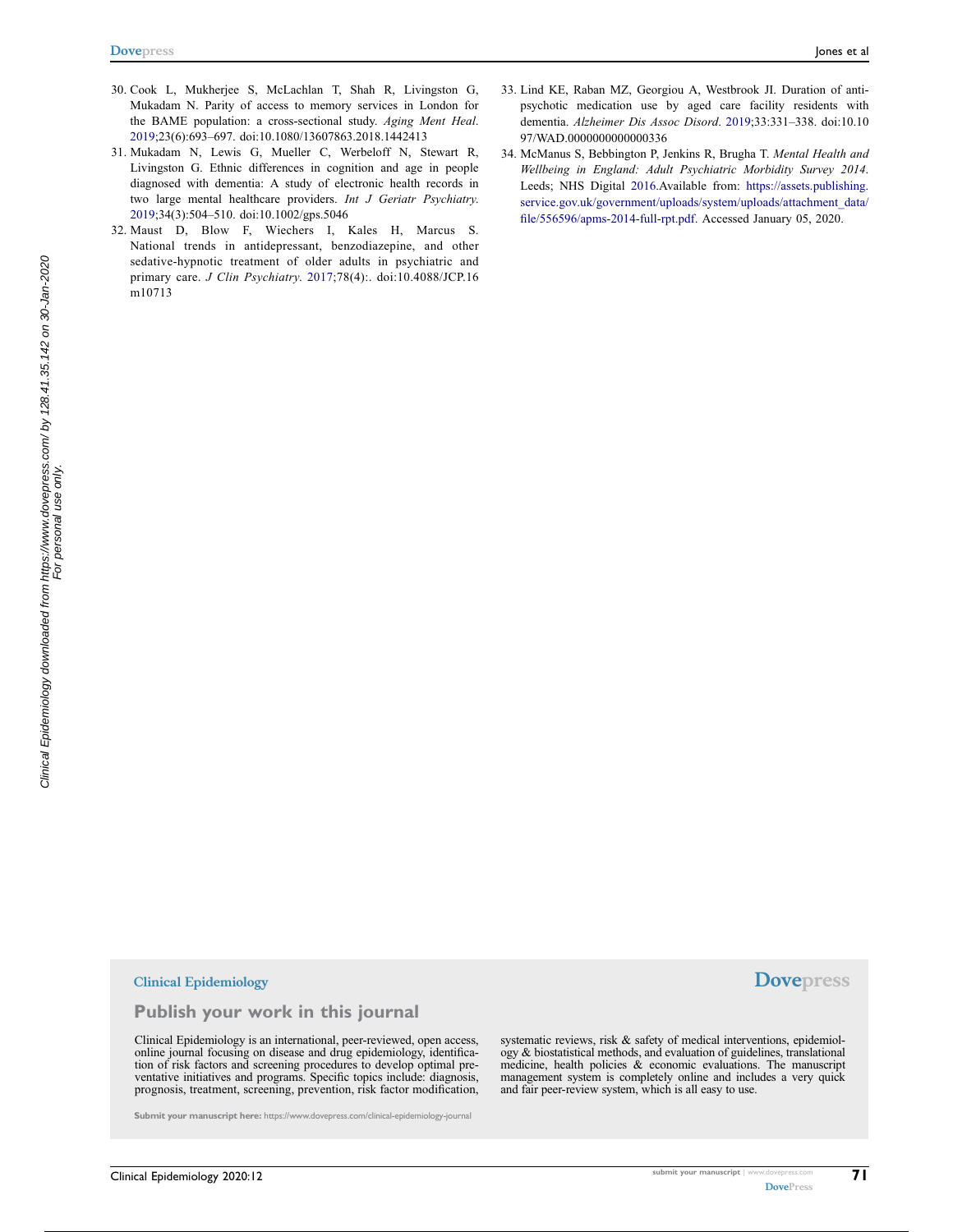30. Cook L, Mukherjee S, McLachlan T, Shah R, Livingston G, Mukadam N. Parity of access to memory services in London for the BAME population: a cross-sectional study. *Aging Ment Heal*. 2019;23(6):693–697. doi:10.1080/13607863.2018.1442413
31. Mukadam N, Lewis G, Mueller C, Werbeloff N, Stewart R, Livingston G. Ethnic differences in cognition and age in people diagnosed with dementia: A study of electronic health records in two large mental healthcare providers. *Int J Geriatr Psychiatry*. 2019;34(3):504–510. doi:10.1002/gps.5046
32. Maust D, Blow F, Wiechers I, Kales H, Marcus S. National trends in antidepressant, benzodiazepine, and other sedative-hypnotic treatment of older adults in psychiatric and primary care. *J Clin Psychiatry*. 2017;78(4):. doi:10.4088/JCP.16m10713
33. Lind KE, Raban MZ, Georgiou A, Westbrook JI. Duration of antipsychotic medication use by aged care facility residents with dementia. *Alzheimer Dis Assoc Disord*. 2019;33:331–338. doi:10.1097/WAD.0000000000000336
34. McManus S, Bebbington P, Jenkins R, Brugha T. *Mental Health and Wellbeing in England: Adult Psychiatric Morbidity Survey 2014*. Leeds; NHS Digital 2016.Available from: https://assets.publishing.service.gov.uk/government/uploads/system/uploads/attachment_data/file/556596/apms-2014-full-rpt.pdf. Accessed January 05, 2020.

**Clinical Epidemiology**

## Publish your work in this journal

Clinical Epidemiology is an international, peer-reviewed, open access, online journal focusing on disease and drug epidemiology, identification of risk factors and screening procedures to develop optimal preventative initiatives and programs. Specific topics include: diagnosis, prognosis, treatment, screening, prevention, risk factor modification, systematic reviews, risk & safety of medical interventions, epidemiology & biostatistical methods, and evaluation of guidelines, translational medicine, health policies & economic evaluations. The manuscript management system is completely online and includes a very quick and fair peer-review system, which is all easy to use.

**Submit your manuscript here:** https://www.dovepress.com/clinical-epidemiology-journal